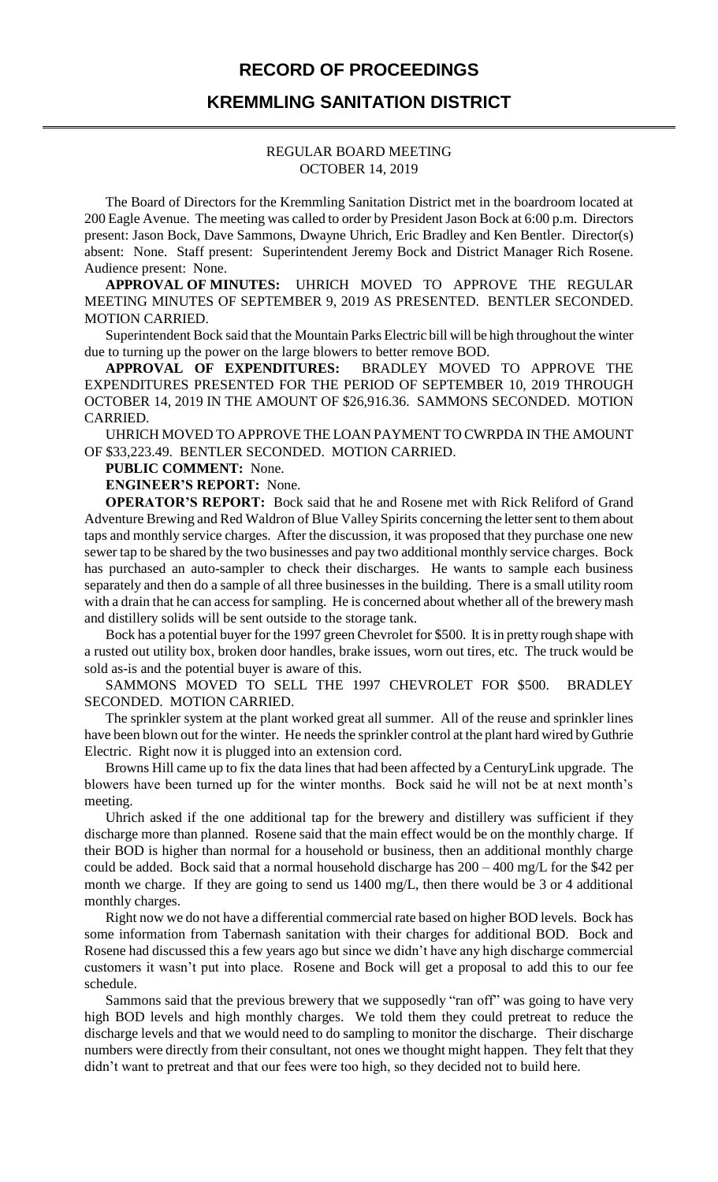# RECORD OF PROCEEDINGS

## KREMMLING SANITATION DISTRICT

REGULAR BOARD MEETING
OCTOBER 14, 2019

The Board of Directors for the Kremmling Sanitation District met in the boardroom located at 200 Eagle Avenue. The meeting was called to order by President Jason Bock at 6:00 p.m. Directors present: Jason Bock, Dave Sammons, Dwayne Uhrich, Eric Bradley and Ken Bentler. Director(s) absent: None. Staff present: Superintendent Jeremy Bock and District Manager Rich Rosene. Audience present: None.

**APPROVAL OF MINUTES:** UHRICH MOVED TO APPROVE THE REGULAR MEETING MINUTES OF SEPTEMBER 9, 2019 AS PRESENTED. BENTLER SECONDED. MOTION CARRIED.

Superintendent Bock said that the Mountain Parks Electric bill will be high throughout the winter due to turning up the power on the large blowers to better remove BOD.

**APPROVAL OF EXPENDITURES:** BRADLEY MOVED TO APPROVE THE EXPENDITURES PRESENTED FOR THE PERIOD OF SEPTEMBER 10, 2019 THROUGH OCTOBER 14, 2019 IN THE AMOUNT OF $26,916.36. SAMMONS SECONDED. MOTION CARRIED.

UHRICH MOVED TO APPROVE THE LOAN PAYMENT TO CWRPDA IN THE AMOUNT OF $33,223.49. BENTLER SECONDED. MOTION CARRIED.

**PUBLIC COMMENT:** None.

**ENGINEER'S REPORT:** None.

**OPERATOR'S REPORT:** Bock said that he and Rosene met with Rick Reliford of Grand Adventure Brewing and Red Waldron of Blue Valley Spirits concerning the letter sent to them about taps and monthly service charges. After the discussion, it was proposed that they purchase one new sewer tap to be shared by the two businesses and pay two additional monthly service charges. Bock has purchased an auto-sampler to check their discharges. He wants to sample each business separately and then do a sample of all three businesses in the building. There is a small utility room with a drain that he can access for sampling. He is concerned about whether all of the brewery mash and distillery solids will be sent outside to the storage tank.

Bock has a potential buyer for the 1997 green Chevrolet for $500. It is in pretty rough shape with a rusted out utility box, broken door handles, brake issues, worn out tires, etc. The truck would be sold as-is and the potential buyer is aware of this.

SAMMONS MOVED TO SELL THE 1997 CHEVROLET FOR $500. BRADLEY SECONDED. MOTION CARRIED.

The sprinkler system at the plant worked great all summer. All of the reuse and sprinkler lines have been blown out for the winter. He needs the sprinkler control at the plant hard wired by Guthrie Electric. Right now it is plugged into an extension cord.

Browns Hill came up to fix the data lines that had been affected by a CenturyLink upgrade. The blowers have been turned up for the winter months. Bock said he will not be at next month's meeting.

Uhrich asked if the one additional tap for the brewery and distillery was sufficient if they discharge more than planned. Rosene said that the main effect would be on the monthly charge. If their BOD is higher than normal for a household or business, then an additional monthly charge could be added. Bock said that a normal household discharge has 200 – 400 mg/L for the $42 per month we charge. If they are going to send us 1400 mg/L, then there would be 3 or 4 additional monthly charges.

Right now we do not have a differential commercial rate based on higher BOD levels. Bock has some information from Tabernash sanitation with their charges for additional BOD. Bock and Rosene had discussed this a few years ago but since we didn't have any high discharge commercial customers it wasn't put into place. Rosene and Bock will get a proposal to add this to our fee schedule.

Sammons said that the previous brewery that we supposedly "ran off" was going to have very high BOD levels and high monthly charges. We told them they could pretreat to reduce the discharge levels and that we would need to do sampling to monitor the discharge. Their discharge numbers were directly from their consultant, not ones we thought might happen. They felt that they didn't want to pretreat and that our fees were too high, so they decided not to build here.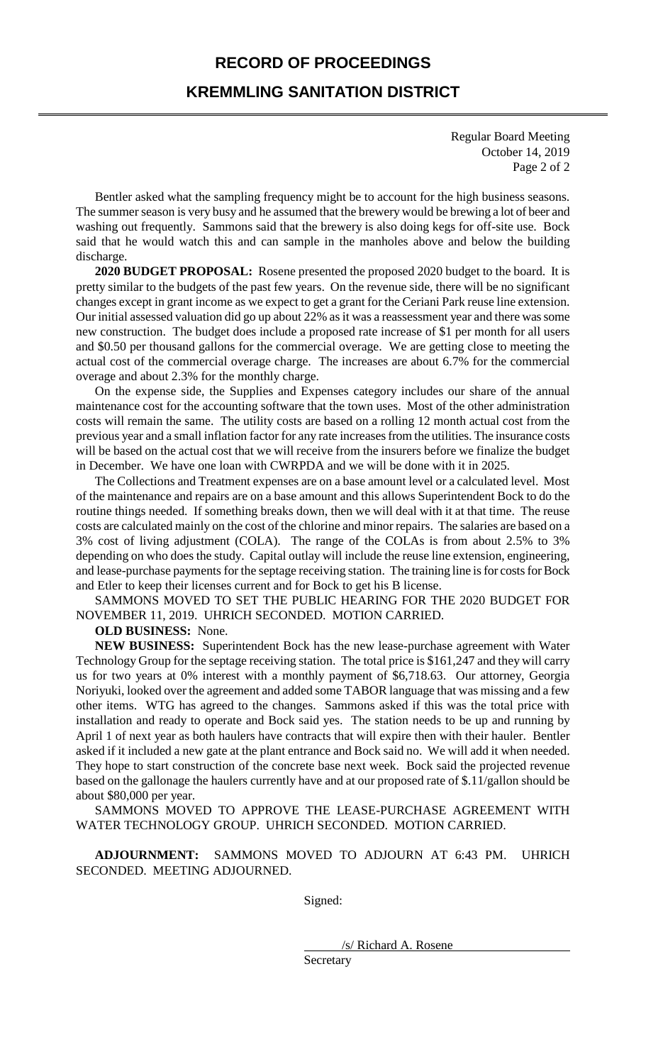# RECORD OF PROCEEDINGS

## KREMMLING SANITATION DISTRICT

Regular Board Meeting
October 14, 2019

Bentler asked what the sampling frequency might be to account for the high business seasons. The summer season is very busy and he assumed that the brewery would be brewing a lot of beer and washing out frequently. Sammons said that the brewery is also doing kegs for off-site use. Bock said that he would watch this and can sample in the manholes above and below the building discharge.

**2020 BUDGET PROPOSAL:** Rosene presented the proposed 2020 budget to the board. It is pretty similar to the budgets of the past few years. On the revenue side, there will be no significant changes except in grant income as we expect to get a grant for the Ceriani Park reuse line extension. Our initial assessed valuation did go up about 22% as it was a reassessment year and there was some new construction. The budget does include a proposed rate increase of $1 per month for all users and $0.50 per thousand gallons for the commercial overage. We are getting close to meeting the actual cost of the commercial overage charge. The increases are about 6.7% for the commercial overage and about 2.3% for the monthly charge.

On the expense side, the Supplies and Expenses category includes our share of the annual maintenance cost for the accounting software that the town uses. Most of the other administration costs will remain the same. The utility costs are based on a rolling 12 month actual cost from the previous year and a small inflation factor for any rate increases from the utilities. The insurance costs will be based on the actual cost that we will receive from the insurers before we finalize the budget in December. We have one loan with CWRPDA and we will be done with it in 2025.

The Collections and Treatment expenses are on a base amount level or a calculated level. Most of the maintenance and repairs are on a base amount and this allows Superintendent Bock to do the routine things needed. If something breaks down, then we will deal with it at that time. The reuse costs are calculated mainly on the cost of the chlorine and minor repairs. The salaries are based on a 3% cost of living adjustment (COLA). The range of the COLAs is from about 2.5% to 3% depending on who does the study. Capital outlay will include the reuse line extension, engineering, and lease-purchase payments for the septage receiving station. The training line is for costs for Bock and Etler to keep their licenses current and for Bock to get his B license.

SAMMONS MOVED TO SET THE PUBLIC HEARING FOR THE 2020 BUDGET FOR NOVEMBER 11, 2019. UHRICH SECONDED. MOTION CARRIED.

**OLD BUSINESS:** None.

**NEW BUSINESS:** Superintendent Bock has the new lease-purchase agreement with Water Technology Group for the septage receiving station. The total price is $161,247 and they will carry us for two years at 0% interest with a monthly payment of $6,718.63. Our attorney, Georgia Noriyuki, looked over the agreement and added some TABOR language that was missing and a few other items. WTG has agreed to the changes. Sammons asked if this was the total price with installation and ready to operate and Bock said yes. The station needs to be up and running by April 1 of next year as both haulers have contracts that will expire then with their hauler. Bentler asked if it included a new gate at the plant entrance and Bock said no. We will add it when needed. They hope to start construction of the concrete base next week. Bock said the projected revenue based on the gallonage the haulers currently have and at our proposed rate of $.11/gallon should be about $80,000 per year.

SAMMONS MOVED TO APPROVE THE LEASE-PURCHASE AGREEMENT WITH WATER TECHNOLOGY GROUP. UHRICH SECONDED. MOTION CARRIED.

**ADJOURNMENT:** SAMMONS MOVED TO ADJOURN AT 6:43 PM. UHRICH SECONDED. MEETING ADJOURNED.

Signed:

/s/ Richard A. Rosene
Secretary